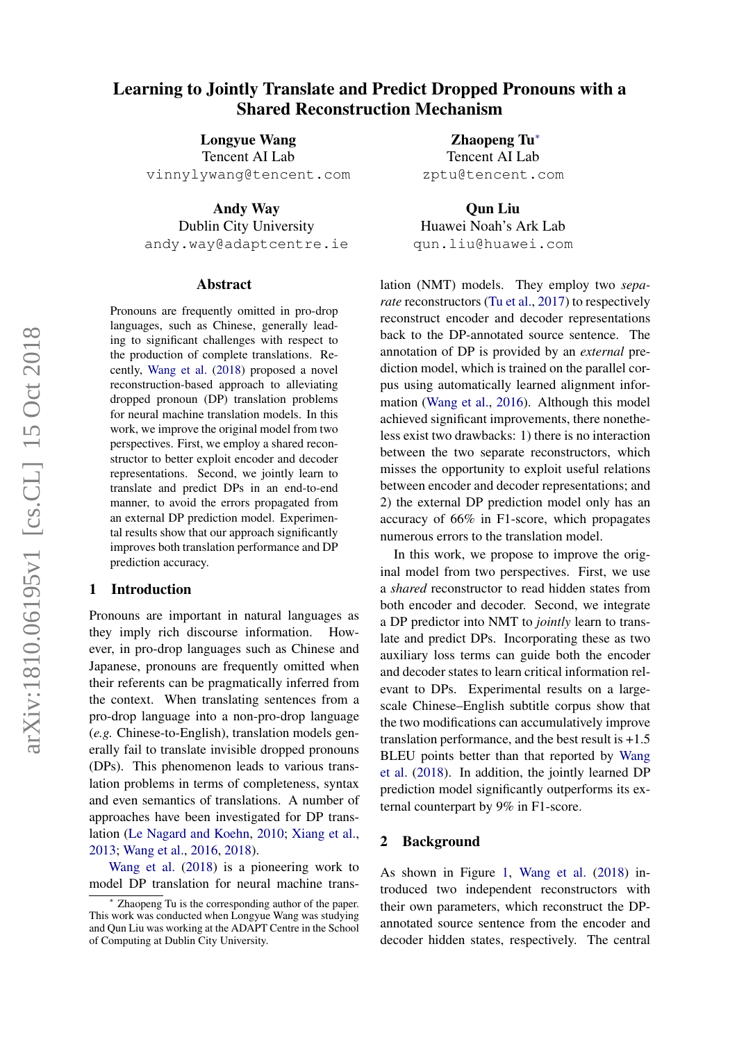# Learning to Jointly Translate and Predict Dropped Pronouns with a Shared Reconstruction Mechanism

**Longyue Wang**
Tencent AI Lab
vinnylywang@tencent.com

**Zhaopeng Tu**[*]
Tencent AI Lab
zptu@tencent.com

**Andy Way**
Dublin City University
andy.way@adaptcentre.ie

**Qun Liu**
Huawei Noah's Ark Lab
qun.liu@huawei.com

## Abstract

Pronouns are frequently omitted in pro-drop languages, such as Chinese, generally leading to significant challenges with respect to the production of complete translations. Recently, Wang et al. (2018) proposed a novel reconstruction-based approach to alleviating dropped pronoun (DP) translation problems for neural machine translation models. In this work, we improve the original model from two perspectives. First, we employ a shared reconstructor to better exploit encoder and decoder representations. Second, we jointly learn to translate and predict DPs in an end-to-end manner, to avoid the errors propagated from an external DP prediction model. Experimental results show that our approach significantly improves both translation performance and DP prediction accuracy.

## 1 Introduction

Pronouns are important in natural languages as they imply rich discourse information. However, in pro-drop languages such as Chinese and Japanese, pronouns are frequently omitted when their referents can be pragmatically inferred from the context. When translating sentences from a pro-drop language into a non-pro-drop language (*e.g.* Chinese-to-English), translation models generally fail to translate invisible dropped pronouns (DPs). This phenomenon leads to various translation problems in terms of completeness, syntax and even semantics of translations. A number of approaches have been investigated for DP translation (Le Nagard and Koehn, 2010; Xiang et al., 2013; Wang et al., 2016, 2018).

Wang et al. (2018) is a pioneering work to model DP translation for neural machine translation (NMT) models. They employ two *separate* reconstructors (Tu et al., 2017) to respectively reconstruct encoder and decoder representations back to the DP-annotated source sentence. The annotation of DP is provided by an *external* prediction model, which is trained on the parallel corpus using automatically learned alignment information (Wang et al., 2016). Although this model achieved significant improvements, there nonetheless exist two drawbacks: 1) there is no interaction between the two separate reconstructors, which misses the opportunity to exploit useful relations between encoder and decoder representations; and 2) the external DP prediction model only has an accuracy of 66% in F1-score, which propagates numerous errors to the translation model.

In this work, we propose to improve the original model from two perspectives. First, we use a *shared* reconstructor to read hidden states from both encoder and decoder. Second, we integrate a DP predictor into NMT to *jointly* learn to translate and predict DPs. Incorporating these as two auxiliary loss terms can guide both the encoder and decoder states to learn critical information relevant to DPs. Experimental results on a large-scale Chinese–English subtitle corpus show that the two modifications can accumulatively improve translation performance, and the best result is +1.5 BLEU points better than that reported by Wang et al. (2018). In addition, the jointly learned DP prediction model significantly outperforms its external counterpart by 9% in F1-score.

## 2 Background

As shown in Figure 1, Wang et al. (2018) introduced two independent reconstructors with their own parameters, which reconstruct the DP-annotated source sentence from the encoder and decoder hidden states, respectively. The central

[*] Zhaopeng Tu is the corresponding author of the paper. This work was conducted when Longyue Wang was studying and Qun Liu was working at the ADAPT Centre in the School of Computing at Dublin City University.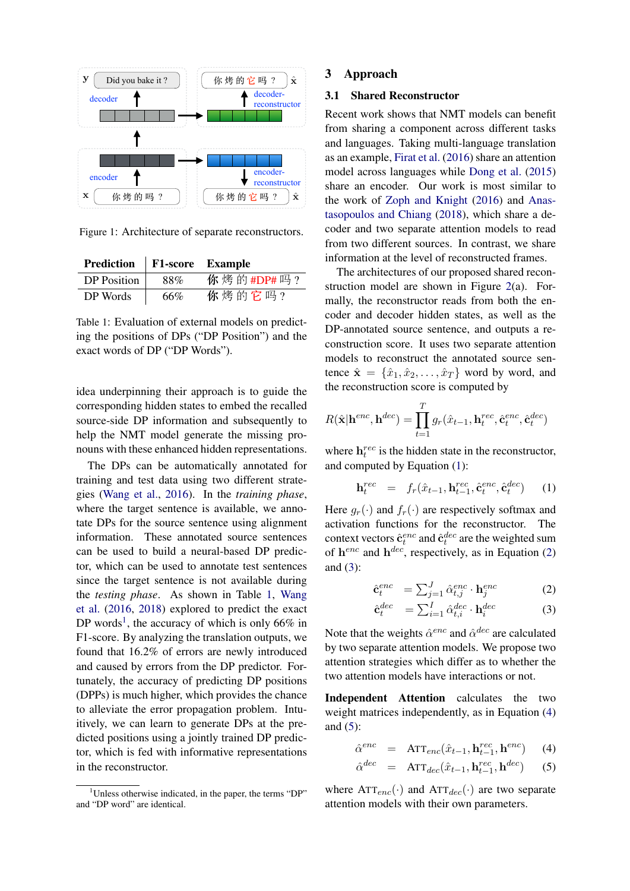Figure 1: Architecture of separate reconstructors.

| Prediction | F1-score | Example |
|---|---|---|
| DP Position | 88% | 你 烤 的 #DP# 吗 ? |
| DP Words | 66% | 你 烤 的 它 吗 ? |

Table 1: Evaluation of external models on predicting the positions of DPs ("DP Position") and the exact words of DP ("DP Words").

idea underpinning their approach is to guide the corresponding hidden states to embed the recalled source-side DP information and subsequently to help the NMT model generate the missing pronouns with these enhanced hidden representations.

The DPs can be automatically annotated for training and test data using two different strategies (Wang et al., 2016). In the *training phase*, where the target sentence is available, we annotate DPs for the source sentence using alignment information. These annotated source sentences can be used to build a neural-based DP predictor, which can be used to annotate test sentences since the target sentence is not available during the *testing phase*. As shown in Table 1, Wang et al. (2016, 2018) explored to predict the exact DP words[1], the accuracy of which is only 66% in F1-score. By analyzing the translation outputs, we found that 16.2% of errors are newly introduced and caused by errors from the DP predictor. Fortunately, the accuracy of predicting DP positions (DPPs) is much higher, which provides the chance to alleviate the error propagation problem. Intuitively, we can learn to generate DPs at the predicted positions using a jointly trained DP predictor, which is fed with informative representations in the reconstructor.

[1] Unless otherwise indicated, in the paper, the terms "DP" and "DP word" are identical.

## 3 Approach

### 3.1 Shared Reconstructor

Recent work shows that NMT models can benefit from sharing a component across different tasks and languages. Taking multi-language translation as an example, Firat et al. (2016) share an attention model across languages while Dong et al. (2015) share an encoder. Our work is most similar to the work of Zoph and Knight (2016) and Anastasopoulos and Chiang (2018), which share a decoder and two separate attention models to read from two different sources. In contrast, we share information at the level of reconstructed frames.

The architectures of our proposed shared reconstruction model are shown in Figure 2(a). Formally, the reconstructor reads from both the encoder and decoder hidden states, as well as the DP-annotated source sentence, and outputs a reconstruction score. It uses two separate attention models to reconstruct the annotated source sentence $\hat{\mathbf{x}} = \{\hat{x}_1, \hat{x}_2, \dots, \hat{x}_T\}$ word by word, and the reconstruction score is computed by

$$R(\hat{\mathbf{x}}|\mathbf{h}^{enc}, \mathbf{h}^{dec}) = \prod_{t=1}^{T} g_r(\hat{x}_{t-1}, \mathbf{h}_t^{rec}, \hat{\mathbf{c}}_t^{enc}, \hat{\mathbf{c}}_t^{dec})$$

where $\mathbf{h}_t^{rec}$ is the hidden state in the reconstructor, and computed by Equation (1):

$$\mathbf{h}_t^{rec} = f_r(\hat{x}_{t-1}, \mathbf{h}_{t-1}^{rec}, \hat{\mathbf{c}}_t^{enc}, \hat{\mathbf{c}}_t^{dec}) \quad (1)$$

Here $g_r(\cdot)$ and $f_r(\cdot)$ are respectively softmax and activation functions for the reconstructor. The context vectors $\hat{\mathbf{c}}_t^{enc}$ and $\hat{\mathbf{c}}_t^{dec}$ are the weighted sum of $\mathbf{h}^{enc}$ and $\mathbf{h}^{dec}$, respectively, as in Equation (2) and (3):

$$\hat{\mathbf{c}}_t^{enc} = \sum_{j=1}^{J} \hat{\alpha}_{t,j}^{enc} \cdot \mathbf{h}_j^{enc} \quad (2)$$

$$\hat{\mathbf{c}}_t^{dec} = \sum_{i=1}^{I} \hat{\alpha}_{t,i}^{dec} \cdot \mathbf{h}_i^{dec} \quad (3)$$

Note that the weights $\hat{\alpha}^{enc}$ and $\hat{\alpha}^{dec}$ are calculated by two separate attention models. We propose two attention strategies which differ as to whether the two attention models have interactions or not.

**Independent Attention** calculates the two weight matrices independently, as in Equation (4) and (5):

$$\hat{\alpha}^{enc} = \text{ATT}_{enc}(\hat{x}_{t-1}, \mathbf{h}_{t-1}^{rec}, \mathbf{h}^{enc}) \quad (4)$$

$$\hat{\alpha}^{dec} = \text{ATT}_{dec}(\hat{x}_{t-1}, \mathbf{h}_{t-1}^{rec}, \mathbf{h}^{dec}) \quad (5)$$

where $\text{ATT}_{enc}(\cdot)$ and $\text{ATT}_{dec}(\cdot)$ are two separate attention models with their own parameters.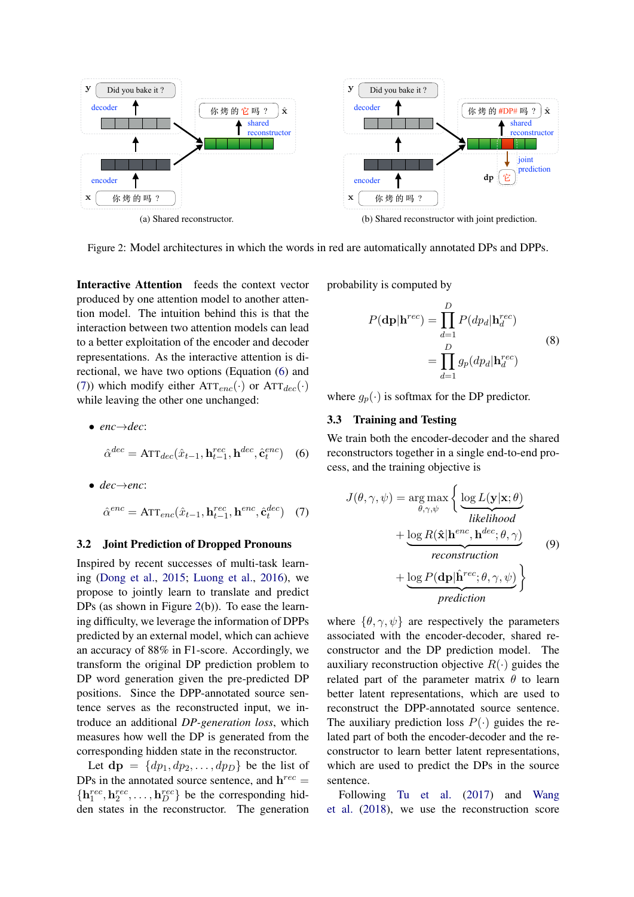(a) Shared reconstructor.

(b) Shared reconstructor with joint prediction.

Figure 2: Model architectures in which the words in red are automatically annotated DPs and DPPs.

**Interactive Attention** feeds the context vector produced by one attention model to another attention model. The intuition behind this is that the interaction between two attention models can lead to a better exploitation of the encoder and decoder representations. As the interactive attention is directional, we have two options (Equation (6) and (7)) which modify either $\text{ATT}_{enc}(\cdot)$ or $\text{ATT}_{dec}(\cdot)$ while leaving the other one unchanged:

- *enc→dec*:

$$\hat{\alpha}^{dec} = \text{ATT}_{dec}(\hat{x}_{t-1}, \mathbf{h}^{rec}_{t-1}, \mathbf{h}^{dec}, \hat{\mathbf{c}}^{enc}_t) \quad (6)$$

- *dec→enc*:

$$\hat{\alpha}^{enc} = \text{ATT}_{enc}(\hat{x}_{t-1}, \mathbf{h}^{rec}_{t-1}, \mathbf{h}^{enc}, \hat{\mathbf{c}}^{dec}_t) \quad (7)$$

## 3.2 Joint Prediction of Dropped Pronouns

Inspired by recent successes of multi-task learning (Dong et al., 2015; Luong et al., 2016), we propose to jointly learn to translate and predict DPs (as shown in Figure 2(b)). To ease the learning difficulty, we leverage the information of DPPs predicted by an external model, which can achieve an accuracy of 88% in F1-score. Accordingly, we transform the original DP prediction problem to DP word generation given the pre-predicted DP positions. Since the DPP-annotated source sentence serves as the reconstructed input, we introduce an additional *DP-generation loss*, which measures how well the DP is generated from the corresponding hidden state in the reconstructor.

Let $\mathbf{dp} = \{dp_1, dp_2, \ldots, dp_D\}$ be the list of DPs in the annotated source sentence, and $\mathbf{h}^{rec} = \{\mathbf{h}^{rec}_1, \mathbf{h}^{rec}_2, \ldots, \mathbf{h}^{rec}_D\}$ be the corresponding hidden states in the reconstructor. The generation probability is computed by

$$\begin{aligned} P(\mathbf{dp}|\mathbf{h}^{rec}) &= \prod_{d=1}^{D} P(dp_d|\mathbf{h}^{rec}_d) \\ &= \prod_{d=1}^{D} g_p(dp_d|\mathbf{h}^{rec}_d) \end{aligned} \quad (8)$$

where $g_p(\cdot)$ is softmax for the DP predictor.

## 3.3 Training and Testing

We train both the encoder-decoder and the shared reconstructors together in a single end-to-end process, and the training objective is

$$\begin{aligned} J(\theta, \gamma, \psi) = \arg\max_{\theta,\gamma,\psi} \Big\{ & \underbrace{\log L(\mathbf{y}|\mathbf{x}; \theta)}_{likelihood} \\ & + \underbrace{\log R(\hat{\mathbf{x}}|\mathbf{h}^{enc}, \mathbf{h}^{dec}; \theta, \gamma)}_{reconstruction} \\ & + \underbrace{\log P(\mathbf{dp}|\hat{\mathbf{h}}^{rec}; \theta, \gamma, \psi)}_{prediction} \Big\} \end{aligned} \quad (9)$$

where $\{\theta, \gamma, \psi\}$ are respectively the parameters associated with the encoder-decoder, shared reconstructor and the DP prediction model. The auxiliary reconstruction objective $R(\cdot)$ guides the related part of the parameter matrix $\theta$ to learn better latent representations, which are used to reconstruct the DPP-annotated source sentence. The auxiliary prediction loss $P(\cdot)$ guides the related part of both the encoder-decoder and the reconstructor to learn better latent representations, which are used to predict the DPs in the source sentence.

Following Tu et al. (2017) and Wang et al. (2018), we use the reconstruction score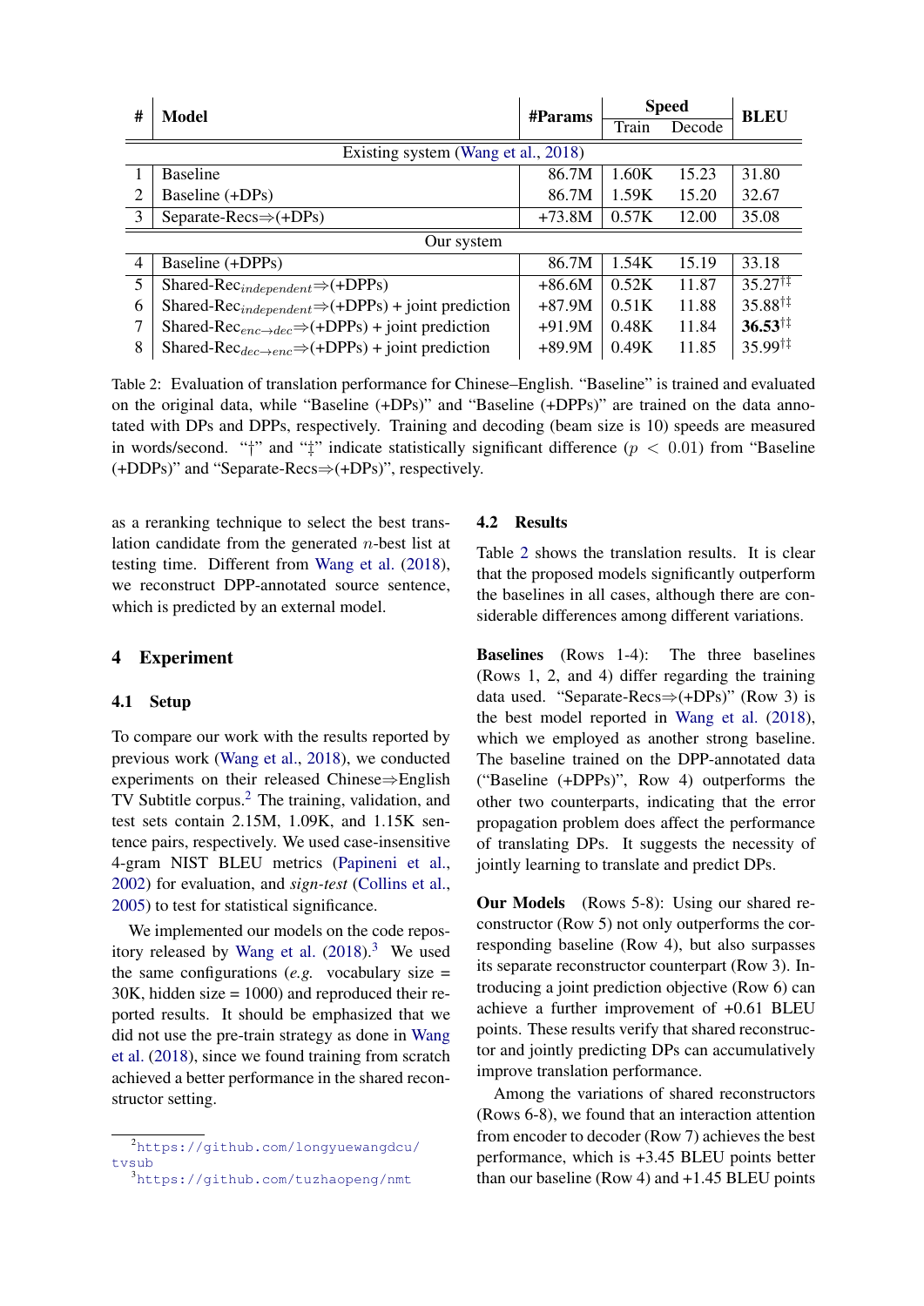| # | Model | #Params | Speed |  | BLEU |
|---|---|---|---|---|---|
|  |  |  | Train | Decode |  |
| | *Existing system (Wang et al., 2018)* | | | | |
| 1 | Baseline | 86.7M | 1.60K | 15.23 | 31.80 |
| 2 | Baseline (+DPs) | 86.7M | 1.59K | 15.20 | 32.67 |
| 3 | Separate-Recs⇒(+DPs) | +73.8M | 0.57K | 12.00 | 35.08 |
| | *Our system* | | | | |
| 4 | Baseline (+DPPs) | 86.7M | 1.54K | 15.19 | 33.18 |
| 5 | Shared-Rec$_{independent}$⇒(+DPPs) | +86.6M | 0.52K | 11.87 | 35.27$^{\dagger\ddagger}$ |
| 6 | Shared-Rec$_{independent}$⇒(+DPPs) + joint prediction | +87.9M | 0.51K | 11.88 | 35.88$^{\dagger\ddagger}$ |
| 7 | Shared-Rec$_{enc \rightarrow dec}$⇒(+DPPs) + joint prediction | +91.9M | 0.48K | 11.84 | **36.53**$^{\dagger\ddagger}$ |
| 8 | Shared-Rec$_{dec \rightarrow enc}$⇒(+DPPs) + joint prediction | +89.9M | 0.49K | 11.85 | 35.99$^{\dagger\ddagger}$ |

Table 2: Evaluation of translation performance for Chinese–English. "Baseline" is trained and evaluated on the original data, while "Baseline (+DPs)" and "Baseline (+DPPs)" are trained on the data annotated with DPs and DPPs, respectively. Training and decoding (beam size is 10) speeds are measured in words/second. "†" and "‡" indicate statistically significant difference ($p < 0.01$) from "Baseline (+DDPs)" and "Separate-Recs⇒(+DPs)", respectively.

as a reranking technique to select the best translation candidate from the generated $n$-best list at testing time. Different from Wang et al. (2018), we reconstruct DPP-annotated source sentence, which is predicted by an external model.

## 4 Experiment

### 4.1 Setup

To compare our work with the results reported by previous work (Wang et al., 2018), we conducted experiments on their released Chinese⇒English TV Subtitle corpus.[2] The training, validation, and test sets contain 2.15M, 1.09K, and 1.15K sentence pairs, respectively. We used case-insensitive 4-gram NIST BLEU metrics (Papineni et al., 2002) for evaluation, and *sign-test* (Collins et al., 2005) to test for statistical significance.

We implemented our models on the code repository released by Wang et al. (2018).[3] We used the same configurations (*e.g.* vocabulary size = 30K, hidden size = 1000) and reproduced their reported results. It should be emphasized that we did not use the pre-train strategy as done in Wang et al. (2018), since we found training from scratch achieved a better performance in the shared reconstructor setting.

### 4.2 Results

Table 2 shows the translation results. It is clear that the proposed models significantly outperform the baselines in all cases, although there are considerable differences among different variations.

**Baselines** (Rows 1-4): The three baselines (Rows 1, 2, and 4) differ regarding the training data used. "Separate-Recs⇒(+DPs)" (Row 3) is the best model reported in Wang et al. (2018), which we employed as another strong baseline. The baseline trained on the DPP-annotated data ("Baseline (+DPPs)", Row 4) outperforms the other two counterparts, indicating that the error propagation problem does affect the performance of translating DPs. It suggests the necessity of jointly learning to translate and predict DPs.

**Our Models** (Rows 5-8): Using our shared reconstructor (Row 5) not only outperforms the corresponding baseline (Row 4), but also surpasses its separate reconstructor counterpart (Row 3). Introducing a joint prediction objective (Row 6) can achieve a further improvement of +0.61 BLEU points. These results verify that shared reconstructor and jointly predicting DPs can accumulatively improve translation performance.

Among the variations of shared reconstructors (Rows 6-8), we found that an interaction attention from encoder to decoder (Row 7) achieves the best performance, which is +3.45 BLEU points better than our baseline (Row 4) and +1.45 BLEU points

[2] https://github.com/longyuewangdcu/tvsub

[3] https://github.com/tuzhaopeng/nmt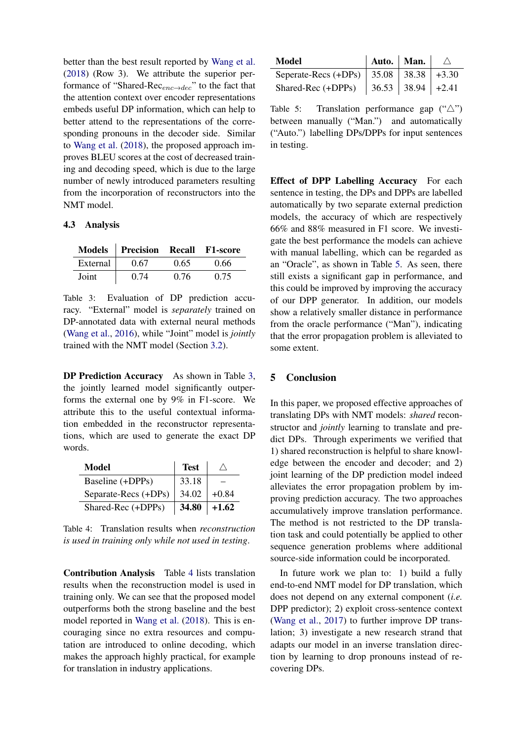better than the best result reported by Wang et al. (2018) (Row 3). We attribute the superior performance of "Shared-Rec$_{enc\rightarrow dec}$" to the fact that the attention context over encoder representations embeds useful DP information, which can help to better attend to the representations of the corresponding pronouns in the decoder side. Similar to Wang et al. (2018), the proposed approach improves BLEU scores at the cost of decreased training and decoding speed, which is due to the large number of newly introduced parameters resulting from the incorporation of reconstructors into the NMT model.

### 4.3 Analysis

| Models | Precision | Recall | F1-score |
|---|---|---|---|
| External | 0.67 | 0.65 | 0.66 |
| Joint | 0.74 | 0.76 | 0.75 |

Table 3: Evaluation of DP prediction accuracy. "External" model is *separately* trained on DP-annotated data with external neural methods (Wang et al., 2016), while "Joint" model is *jointly* trained with the NMT model (Section 3.2).

**DP Prediction Accuracy** As shown in Table 3, the jointly learned model significantly outperforms the external one by 9% in F1-score. We attribute this to the useful contextual information embedded in the reconstructor representations, which are used to generate the exact DP words.

| Model | Test | △ |
|---|---|---|
| Baseline (+DPPs) | 33.18 | – |
| Separate-Recs (+DPs) | 34.02 | +0.84 |
| Shared-Rec (+DPPs) | **34.80** | **+1.62** |

Table 4: Translation results when *reconstruction is used in training only while not used in testing*.

**Contribution Analysis** Table 4 lists translation results when the reconstruction model is used in training only. We can see that the proposed model outperforms both the strong baseline and the best model reported in Wang et al. (2018). This is encouraging since no extra resources and computation are introduced to online decoding, which makes the approach highly practical, for example for translation in industry applications.

| Model | Auto. | Man. | △ |
|---|---|---|---|
| Seperate-Recs (+DPs) | 35.08 | 38.38 | +3.30 |
| Shared-Rec (+DPPs) | 36.53 | 38.94 | +2.41 |

Table 5: Translation performance gap ("△") between manually ("Man.") and automatically ("Auto.") labelling DPs/DPPs for input sentences in testing.

**Effect of DPP Labelling Accuracy** For each sentence in testing, the DPs and DPPs are labelled automatically by two separate external prediction models, the accuracy of which are respectively 66% and 88% measured in F1 score. We investigate the best performance the models can achieve with manual labelling, which can be regarded as an "Oracle", as shown in Table 5. As seen, there still exists a significant gap in performance, and this could be improved by improving the accuracy of our DPP generator. In addition, our models show a relatively smaller distance in performance from the oracle performance ("Man"), indicating that the error propagation problem is alleviated to some extent.

## 5 Conclusion

In this paper, we proposed effective approaches of translating DPs with NMT models: *shared* reconstructor and *jointly* learning to translate and predict DPs. Through experiments we verified that 1) shared reconstruction is helpful to share knowledge between the encoder and decoder; and 2) joint learning of the DP prediction model indeed alleviates the error propagation problem by improving prediction accuracy. The two approaches accumulatively improve translation performance. The method is not restricted to the DP translation task and could potentially be applied to other sequence generation problems where additional source-side information could be incorporated.

In future work we plan to: 1) build a fully end-to-end NMT model for DP translation, which does not depend on any external component (*i.e.* DPP predictor); 2) exploit cross-sentence context (Wang et al., 2017) to further improve DP translation; 3) investigate a new research strand that adapts our model in an inverse translation direction by learning to drop pronouns instead of recovering DPs.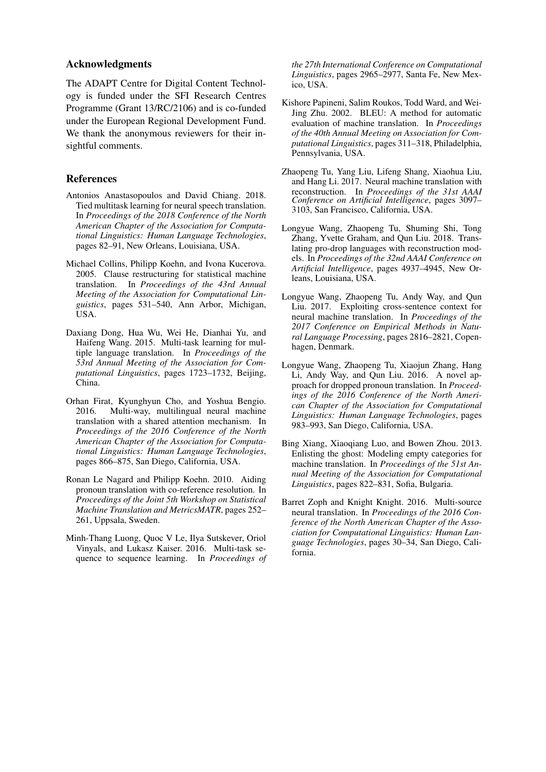## Acknowledgments

The ADAPT Centre for Digital Content Technology is funded under the SFI Research Centres Programme (Grant 13/RC/2106) and is co-funded under the European Regional Development Fund. We thank the anonymous reviewers for their insightful comments.

## References

Antonios Anastasopoulos and David Chiang. 2018. Tied multitask learning for neural speech translation. In *Proceedings of the 2018 Conference of the North American Chapter of the Association for Computational Linguistics: Human Language Technologies*, pages 82–91, New Orleans, Louisiana, USA.

Michael Collins, Philipp Koehn, and Ivona Kucerova. 2005. Clause restructuring for statistical machine translation. In *Proceedings of the 43rd Annual Meeting of the Association for Computational Linguistics*, pages 531–540, Ann Arbor, Michigan, USA.

Daxiang Dong, Hua Wu, Wei He, Dianhai Yu, and Haifeng Wang. 2015. Multi-task learning for multiple language translation. In *Proceedings of the 53rd Annual Meeting of the Association for Computational Linguistics*, pages 1723–1732, Beijing, China.

Orhan Firat, Kyunghyun Cho, and Yoshua Bengio. 2016. Multi-way, multilingual neural machine translation with a shared attention mechanism. In *Proceedings of the 2016 Conference of the North American Chapter of the Association for Computational Linguistics: Human Language Technologies*, pages 866–875, San Diego, California, USA.

Ronan Le Nagard and Philipp Koehn. 2010. Aiding pronoun translation with co-reference resolution. In *Proceedings of the Joint 5th Workshop on Statistical Machine Translation and MetricsMATR*, pages 252–261, Uppsala, Sweden.

Minh-Thang Luong, Quoc V Le, Ilya Sutskever, Oriol Vinyals, and Lukasz Kaiser. 2016. Multi-task sequence to sequence learning. In *Proceedings of the 27th International Conference on Computational Linguistics*, pages 2965–2977, Santa Fe, New Mexico, USA.

Kishore Papineni, Salim Roukos, Todd Ward, and Wei-Jing Zhu. 2002. BLEU: A method for automatic evaluation of machine translation. In *Proceedings of the 40th Annual Meeting on Association for Computational Linguistics*, pages 311–318, Philadelphia, Pennsylvania, USA.

Zhaopeng Tu, Yang Liu, Lifeng Shang, Xiaohua Liu, and Hang Li. 2017. Neural machine translation with reconstruction. In *Proceedings of the 31st AAAI Conference on Artificial Intelligence*, pages 3097–3103, San Francisco, California, USA.

Longyue Wang, Zhaopeng Tu, Shuming Shi, Tong Zhang, Yvette Graham, and Qun Liu. 2018. Translating pro-drop languages with reconstruction models. In *Proceedings of the 32nd AAAI Conference on Artificial Intelligence*, pages 4937–4945, New Orleans, Louisiana, USA.

Longyue Wang, Zhaopeng Tu, Andy Way, and Qun Liu. 2017. Exploiting cross-sentence context for neural machine translation. In *Proceedings of the 2017 Conference on Empirical Methods in Natural Language Processing*, pages 2816–2821, Copenhagen, Denmark.

Longyue Wang, Zhaopeng Tu, Xiaojun Zhang, Hang Li, Andy Way, and Qun Liu. 2016. A novel approach for dropped pronoun translation. In *Proceedings of the 2016 Conference of the North American Chapter of the Association for Computational Linguistics: Human Language Technologies*, pages 983–993, San Diego, California, USA.

Bing Xiang, Xiaoqiang Luo, and Bowen Zhou. 2013. Enlisting the ghost: Modeling empty categories for machine translation. In *Proceedings of the 51st Annual Meeting of the Association for Computational Linguistics*, pages 822–831, Sofia, Bulgaria.

Barret Zoph and Knight Knight. 2016. Multi-source neural translation. In *Proceedings of the 2016 Conference of the North American Chapter of the Association for Computational Linguistics: Human Language Technologies*, pages 30–34, San Diego, California.